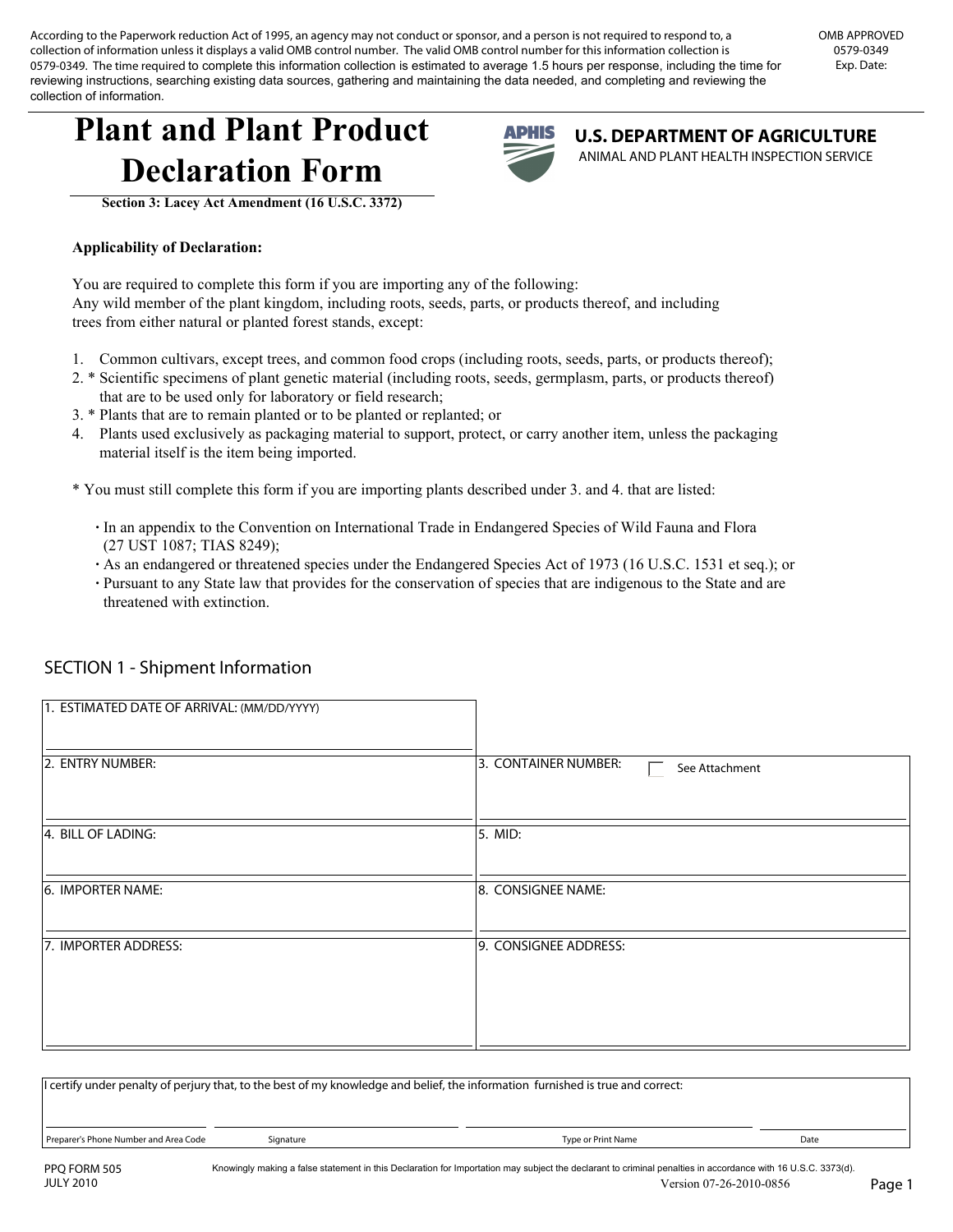According to the Paperwork reduction Act of 1995, an agency may not conduct or sponsor, and a person is not required to respond to, a collection of information unless it displays a valid OMB control number. The valid OMB control number for this information collection is 0579-0349. The time required to complete this information collection is estimated to average 1.5 hours per response, including the time for reviewing instructions, searching existing data sources, gathering and maintaining the data needed, and completing and reviewing the collection of information.

OMB APPROVED
0579-0349
Exp. Date:

# Plant and Plant Product Declaration Form

**Section 3: Lacey Act Amendment (16 U.S.C. 3372)**

**U.S. DEPARTMENT OF AGRICULTURE**
ANIMAL AND PLANT HEALTH INSPECTION SERVICE

**Applicability of Declaration:**

You are required to complete this form if you are importing any of the following:
Any wild member of the plant kingdom, including roots, seeds, parts, or products thereof, and including trees from either natural or planted forest stands, except:

1. Common cultivars, except trees, and common food crops (including roots, seeds, parts, or products thereof);
2. * Scientific specimens of plant genetic material (including roots, seeds, germplasm, parts, or products thereof) that are to be used only for laboratory or field research;
3. * Plants that are to remain planted or to be planted or replanted; or
4. Plants used exclusively as packaging material to support, protect, or carry another item, unless the packaging material itself is the item being imported.

* You must still complete this form if you are importing plants described under 3. and 4. that are listed:

- In an appendix to the Convention on International Trade in Endangered Species of Wild Fauna and Flora (27 UST 1087; TIAS 8249);
- As an endangered or threatened species under the Endangered Species Act of 1973 (16 U.S.C. 1531 et seq.); or
- Pursuant to any State law that provides for the conservation of species that are indigenous to the State and are threatened with extinction.

## SECTION 1 - Shipment Information

| | |
|---|---|
| 1. ESTIMATED DATE OF ARRIVAL: (MM/DD/YYYY) | |
| 2. ENTRY NUMBER: | 3. CONTAINER NUMBER: ☐ See Attachment |
| 4. BILL OF LADING: | 5. MID: |
| 6. IMPORTER NAME: | 8. CONSIGNEE NAME: |
| 7. IMPORTER ADDRESS: | 9. CONSIGNEE ADDRESS: |

I certify under penalty of perjury that, to the best of my knowledge and belief, the information furnished is true and correct:

| Preparer's Phone Number and Area Code | Signature | Type or Print Name | Date |
|---|---|---|---|
| | | | |

PPQ FORM 505
JULY 2010

Knowingly making a false statement in this Declaration for Importation may subject the declarant to criminal penalties in accordance with 16 U.S.C. 3373(d).

Version 07-26-2010-0856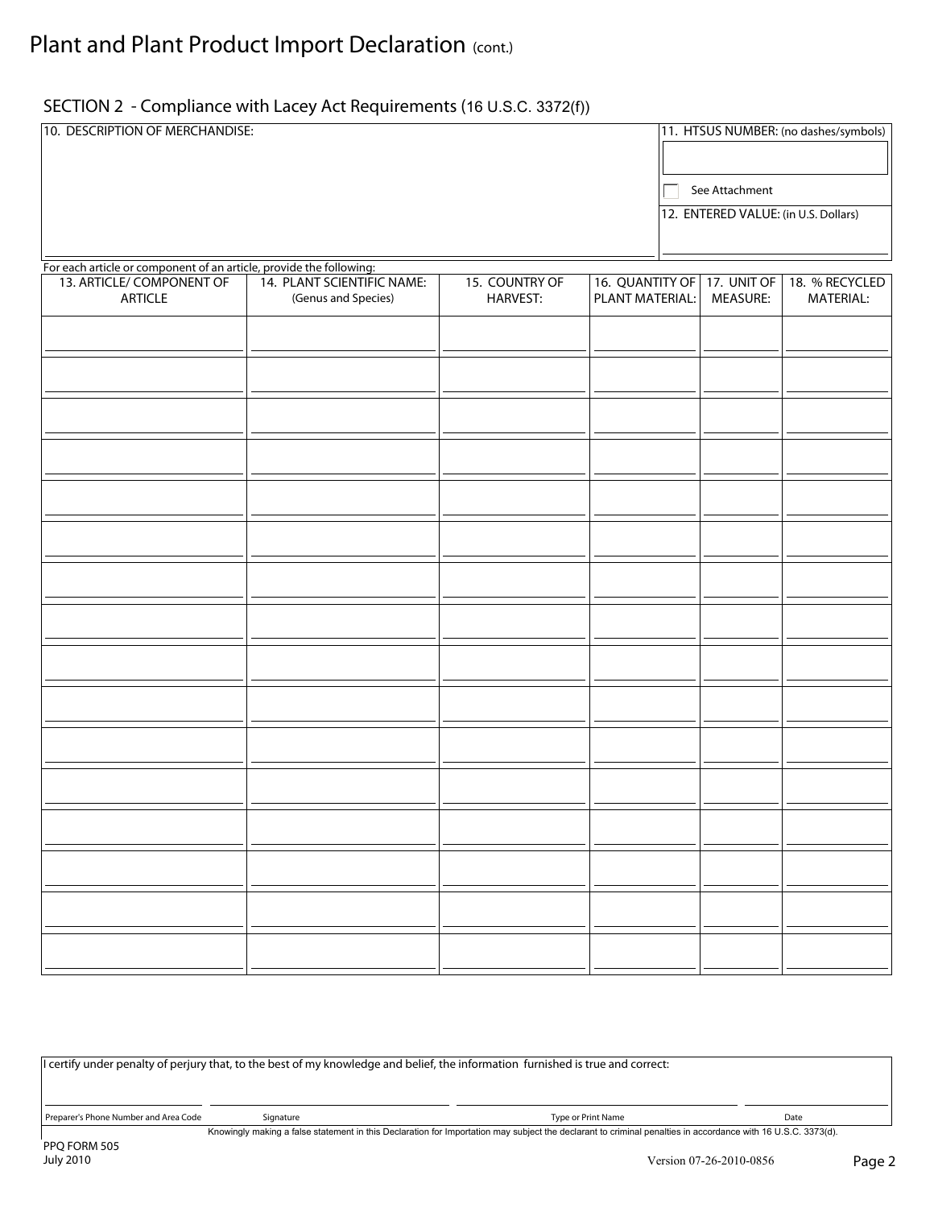# Plant and Plant Product Import Declaration (cont.)

## SECTION 2 - Compliance with Lacey Act Requirements (16 U.S.C. 3372(f))

| 10. DESCRIPTION OF MERCHANDISE: | 11. HTSUS NUMBER: (no dashes/symbols) |
|---|---|
| | ☐ See Attachment |
| | 12. ENTERED VALUE: (in U.S. Dollars) |

For each article or component of an article, provide the following:

| 13. ARTICLE/ COMPONENT OF ARTICLE | 14. PLANT SCIENTIFIC NAME: (Genus and Species) | 15. COUNTRY OF HARVEST: | 16. QUANTITY OF PLANT MATERIAL: | 17. UNIT OF MEASURE: | 18. % RECYCLED MATERIAL: |
|---|---|---|---|---|---|
| | | | | | |
| | | | | | |
| | | | | | |
| | | | | | |
| | | | | | |
| | | | | | |
| | | | | | |
| | | | | | |
| | | | | | |
| | | | | | |
| | | | | | |
| | | | | | |
| | | | | | |
| | | | | | |
| | | | | | |
| | | | | | |

I certify under penalty of perjury that, to the best of my knowledge and belief, the information furnished is true and correct:

| Preparer's Phone Number and Area Code | Signature | Type or Print Name | Date |
|---|---|---|---|
| | | | |

Knowingly making a false statement in this Declaration for Importation may subject the declarant to criminal penalties in accordance with 16 U.S.C. 3373(d).

PPQ FORM 505
July 2010

Version 07-26-2010-0856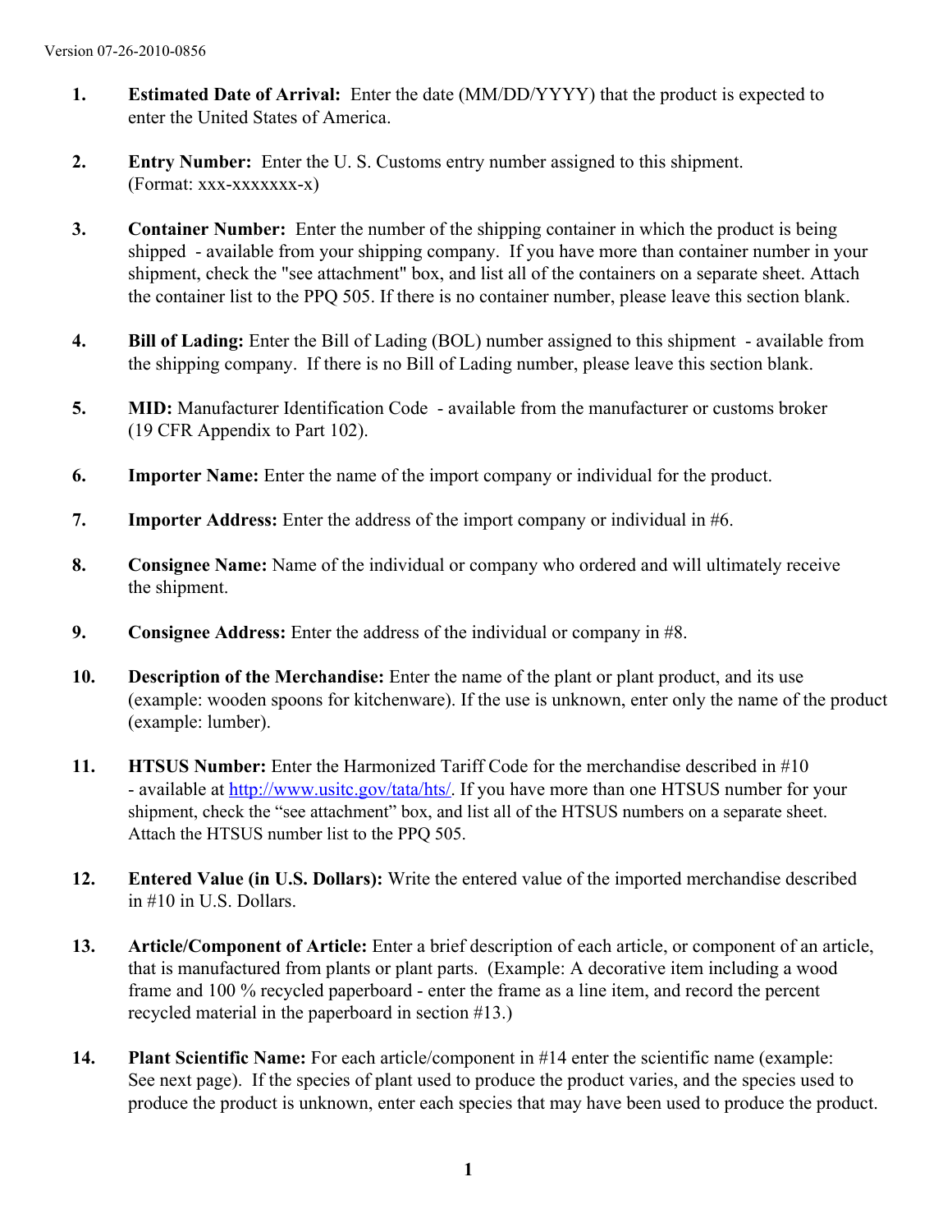Version 07-26-2010-0856

1. **Estimated Date of Arrival:** Enter the date (MM/DD/YYYY) that the product is expected to enter the United States of America.

2. **Entry Number:** Enter the U. S. Customs entry number assigned to this shipment. (Format: xxx-xxxxxxx-x)

3. **Container Number:** Enter the number of the shipping container in which the product is being shipped - available from your shipping company. If you have more than container number in your shipment, check the "see attachment" box, and list all of the containers on a separate sheet. Attach the container list to the PPQ 505. If there is no container number, please leave this section blank.

4. **Bill of Lading:** Enter the Bill of Lading (BOL) number assigned to this shipment - available from the shipping company. If there is no Bill of Lading number, please leave this section blank.

5. **MID:** Manufacturer Identification Code - available from the manufacturer or customs broker (19 CFR Appendix to Part 102).

6. **Importer Name:** Enter the name of the import company or individual for the product.

7. **Importer Address:** Enter the address of the import company or individual in #6.

8. **Consignee Name:** Name of the individual or company who ordered and will ultimately receive the shipment.

9. **Consignee Address:** Enter the address of the individual or company in #8.

10. **Description of the Merchandise:** Enter the name of the plant or plant product, and its use (example: wooden spoons for kitchenware). If the use is unknown, enter only the name of the product (example: lumber).

11. **HTSUS Number:** Enter the Harmonized Tariff Code for the merchandise described in #10 - available at http://www.usitc.gov/tata/hts/. If you have more than one HTSUS number for your shipment, check the "see attachment" box, and list all of the HTSUS numbers on a separate sheet. Attach the HTSUS number list to the PPQ 505.

12. **Entered Value (in U.S. Dollars):** Write the entered value of the imported merchandise described in #10 in U.S. Dollars.

13. **Article/Component of Article:** Enter a brief description of each article, or component of an article, that is manufactured from plants or plant parts. (Example: A decorative item including a wood frame and 100 % recycled paperboard - enter the frame as a line item, and record the percent recycled material in the paperboard in section #13.)

14. **Plant Scientific Name:** For each article/component in #14 enter the scientific name (example: See next page). If the species of plant used to produce the product varies, and the species used to produce the product is unknown, enter each species that may have been used to produce the product.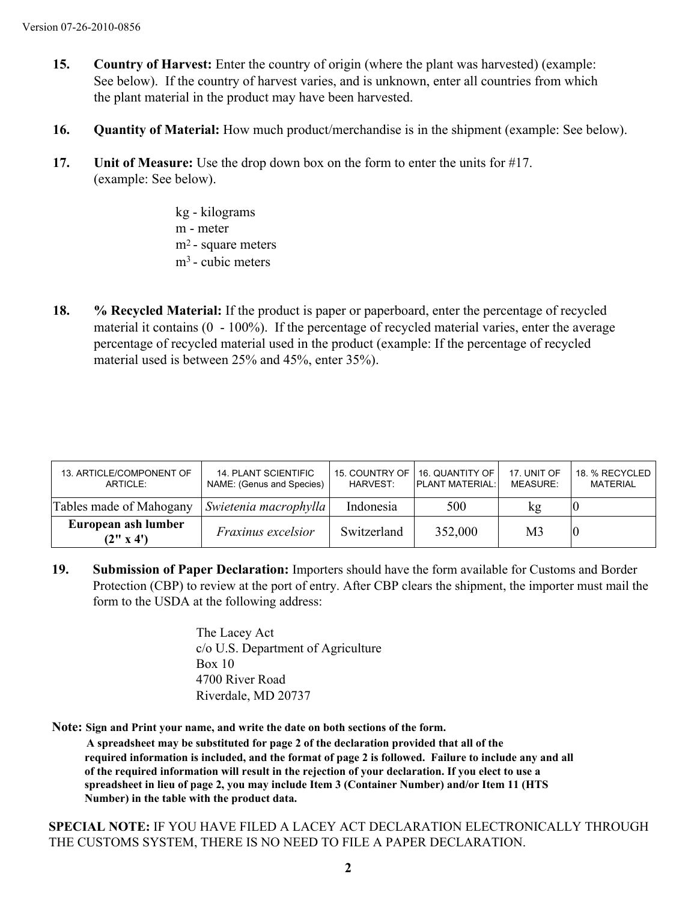15. **Country of Harvest:** Enter the country of origin (where the plant was harvested) (example: See below). If the country of harvest varies, and is unknown, enter all countries from which the plant material in the product may have been harvested.

16. **Quantity of Material:** How much product/merchandise is in the shipment (example: See below).

17. **Unit of Measure:** Use the drop down box on the form to enter the units for #17. (example: See below).

    kg - kilograms
    m - meter
    $m^2$ - square meters
    $m^3$ - cubic meters

18. **% Recycled Material:** If the product is paper or paperboard, enter the percentage of recycled material it contains (0 - 100%). If the percentage of recycled material varies, enter the average percentage of recycled material used in the product (example: If the percentage of recycled material used is between 25% and 45%, enter 35%).

| 13. ARTICLE/COMPONENT OF ARTICLE: | 14. PLANT SCIENTIFIC NAME: (Genus and Species) | 15. COUNTRY OF HARVEST: | 16. QUANTITY OF PLANT MATERIAL: | 17. UNIT OF MEASURE: | 18. % RECYCLED MATERIAL |
|---|---|---|---|---|---|
| Tables made of Mahogany | *Swietenia macrophylla* | Indonesia | 500 | kg | 0 |
| **European ash lumber (2" x 4')** | *Fraxinus excelsior* | Switzerland | 352,000 | M3 | 0 |

19. **Submission of Paper Declaration:** Importers should have the form available for Customs and Border Protection (CBP) to review at the port of entry. After CBP clears the shipment, the importer must mail the form to the USDA at the following address:

    The Lacey Act
    c/o U.S. Department of Agriculture
    Box 10
    4700 River Road
    Riverdale, MD 20737

**Note: Sign and Print your name, and write the date on both sections of the form.**
**A spreadsheet may be substituted for page 2 of the declaration provided that all of the required information is included, and the format of page 2 is followed. Failure to include any and all of the required information will result in the rejection of your declaration. If you elect to use a spreadsheet in lieu of page 2, you may include Item 3 (Container Number) and/or Item 11 (HTS Number) in the table with the product data.**

**SPECIAL NOTE:** IF YOU HAVE FILED A LACEY ACT DECLARATION ELECTRONICALLY THROUGH THE CUSTOMS SYSTEM, THERE IS NO NEED TO FILE A PAPER DECLARATION.